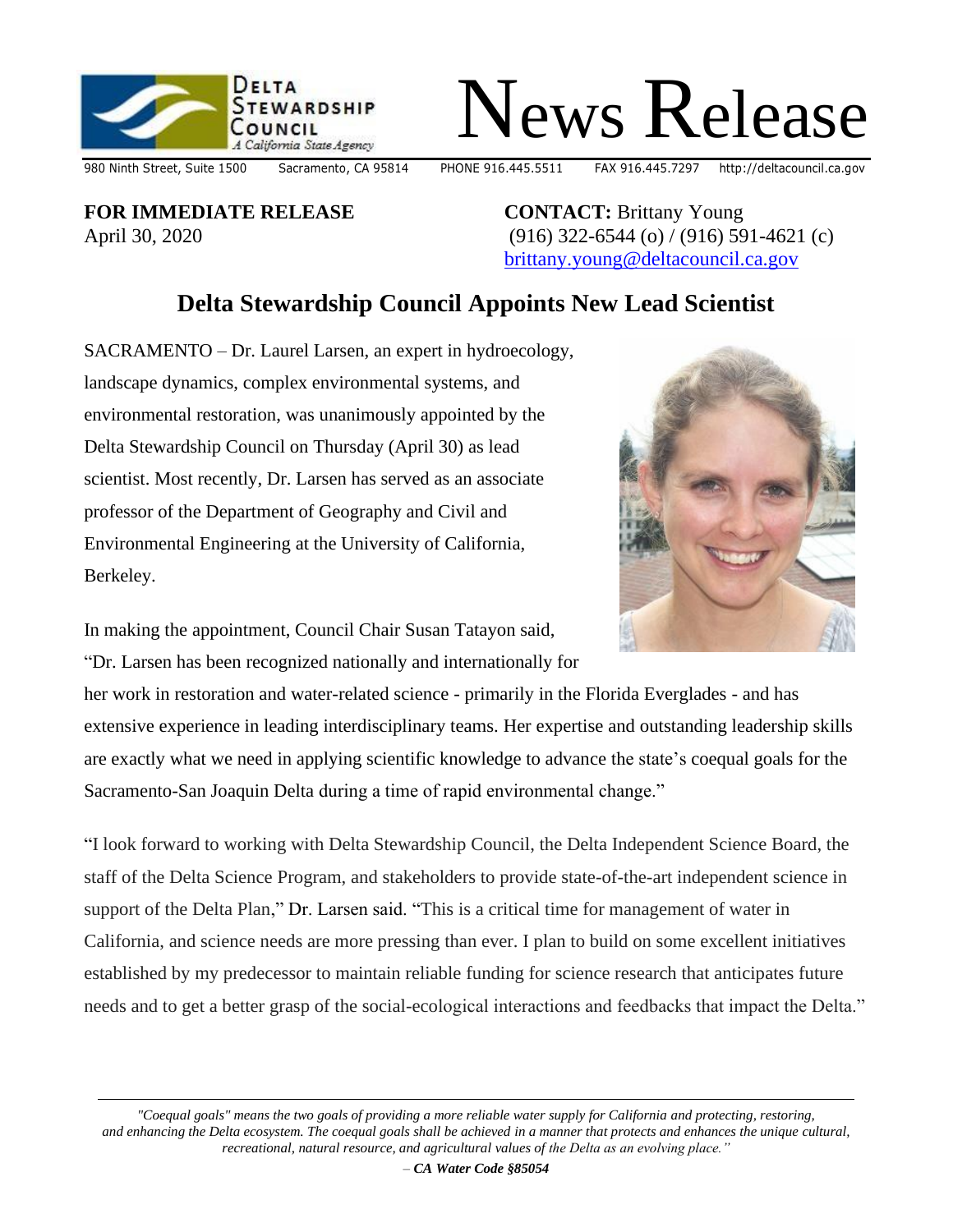Delta Stewardship Council
*A California State Agency*

# News Release

980 Ninth Street, Suite 1500 Sacramento, CA 95814 PHONE 916.445.5511 FAX 916.445.7297 http://deltacouncil.ca.gov

**FOR IMMEDIATE RELEASE**
April 30, 2020

**CONTACT:** Brittany Young
(916) 322-6544 (o) / (916) 591-4621 (c)
brittany.young@deltacouncil.ca.gov

## Delta Stewardship Council Appoints New Lead Scientist

SACRAMENTO – Dr. Laurel Larsen, an expert in hydroecology, landscape dynamics, complex environmental systems, and environmental restoration, was unanimously appointed by the Delta Stewardship Council on Thursday (April 30) as lead scientist. Most recently, Dr. Larsen has served as an associate professor of the Department of Geography and Civil and Environmental Engineering at the University of California, Berkeley.

In making the appointment, Council Chair Susan Tatayon said, "Dr. Larsen has been recognized nationally and internationally for her work in restoration and water-related science - primarily in the Florida Everglades - and has extensive experience in leading interdisciplinary teams. Her expertise and outstanding leadership skills are exactly what we need in applying scientific knowledge to advance the state's coequal goals for the Sacramento-San Joaquin Delta during a time of rapid environmental change."

"I look forward to working with Delta Stewardship Council, the Delta Independent Science Board, the staff of the Delta Science Program, and stakeholders to provide state-of-the-art independent science in support of the Delta Plan," Dr. Larsen said. "This is a critical time for management of water in California, and science needs are more pressing than ever. I plan to build on some excellent initiatives established by my predecessor to maintain reliable funding for science research that anticipates future needs and to get a better grasp of the social-ecological interactions and feedbacks that impact the Delta."

---

*"Coequal goals" means the two goals of providing a more reliable water supply for California and protecting, restoring, and enhancing the Delta ecosystem. The coequal goals shall be achieved in a manner that protects and enhances the unique cultural, recreational, natural resource, and agricultural values of the Delta as an evolving place."*

*– **CA Water Code §85054***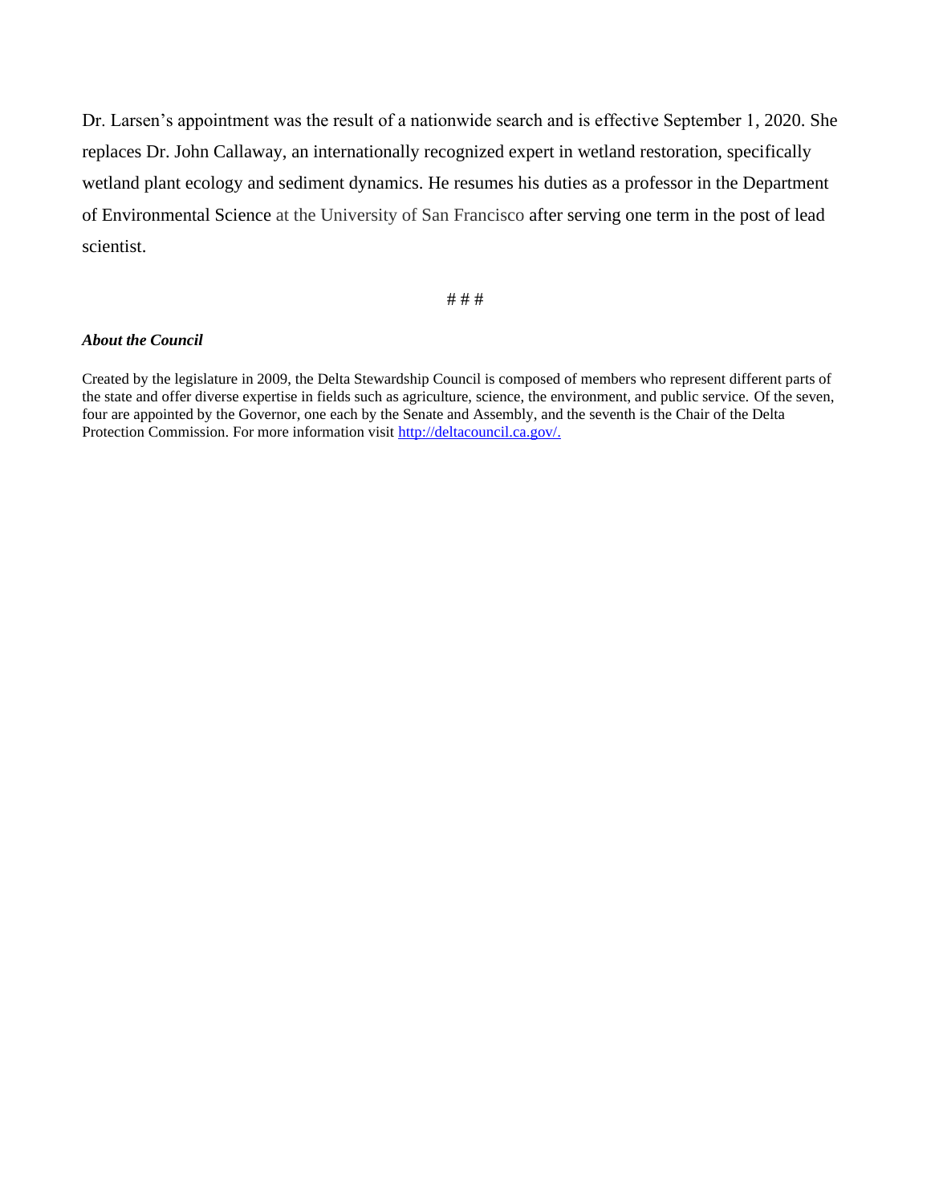Dr. Larsen's appointment was the result of a nationwide search and is effective September 1, 2020. She replaces Dr. John Callaway, an internationally recognized expert in wetland restoration, specifically wetland plant ecology and sediment dynamics. He resumes his duties as a professor in the Department of Environmental Science at the University of San Francisco after serving one term in the post of lead scientist.

# # #

***About the Council***

Created by the legislature in 2009, the Delta Stewardship Council is composed of members who represent different parts of the state and offer diverse expertise in fields such as agriculture, science, the environment, and public service. Of the seven, four are appointed by the Governor, one each by the Senate and Assembly, and the seventh is the Chair of the Delta Protection Commission. For more information visit [http://deltacouncil.ca.gov/.](http://deltacouncil.ca.gov/)